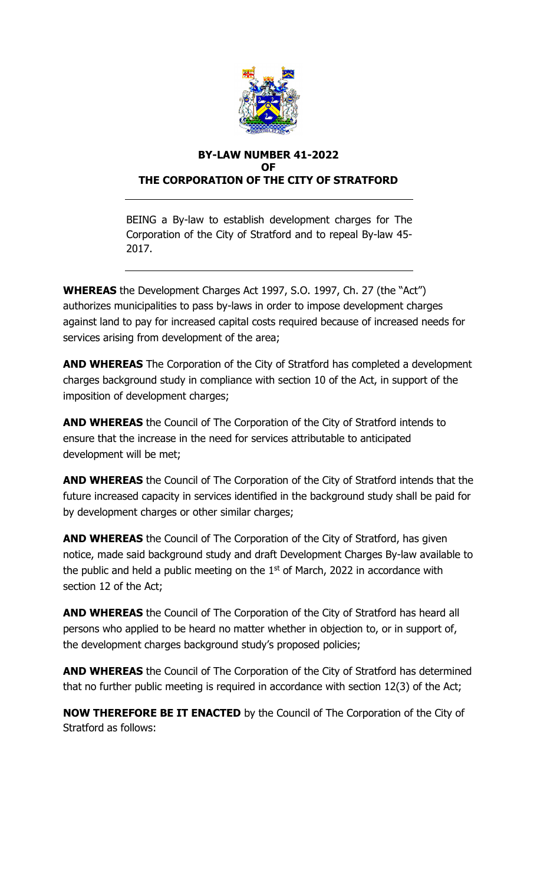# BY-LAW NUMBER 41-2022
# OF
# THE CORPORATION OF THE CITY OF STRATFORD

BEING a By-law to establish development charges for The Corporation of the City of Stratford and to repeal By-law 45-2017.

**WHEREAS** the Development Charges Act 1997, S.O. 1997, Ch. 27 (the "Act") authorizes municipalities to pass by-laws in order to impose development charges against land to pay for increased capital costs required because of increased needs for services arising from development of the area;

**AND WHEREAS** The Corporation of the City of Stratford has completed a development charges background study in compliance with section 10 of the Act, in support of the imposition of development charges;

**AND WHEREAS** the Council of The Corporation of the City of Stratford intends to ensure that the increase in the need for services attributable to anticipated development will be met;

**AND WHEREAS** the Council of The Corporation of the City of Stratford intends that the future increased capacity in services identified in the background study shall be paid for by development charges or other similar charges;

**AND WHEREAS** the Council of The Corporation of the City of Stratford, has given notice, made said background study and draft Development Charges By-law available to the public and held a public meeting on the 1st of March, 2022 in accordance with section 12 of the Act;

**AND WHEREAS** the Council of The Corporation of the City of Stratford has heard all persons who applied to be heard no matter whether in objection to, or in support of, the development charges background study's proposed policies;

**AND WHEREAS** the Council of The Corporation of the City of Stratford has determined that no further public meeting is required in accordance with section 12(3) of the Act;

**NOW THEREFORE BE IT ENACTED** by the Council of The Corporation of the City of Stratford as follows: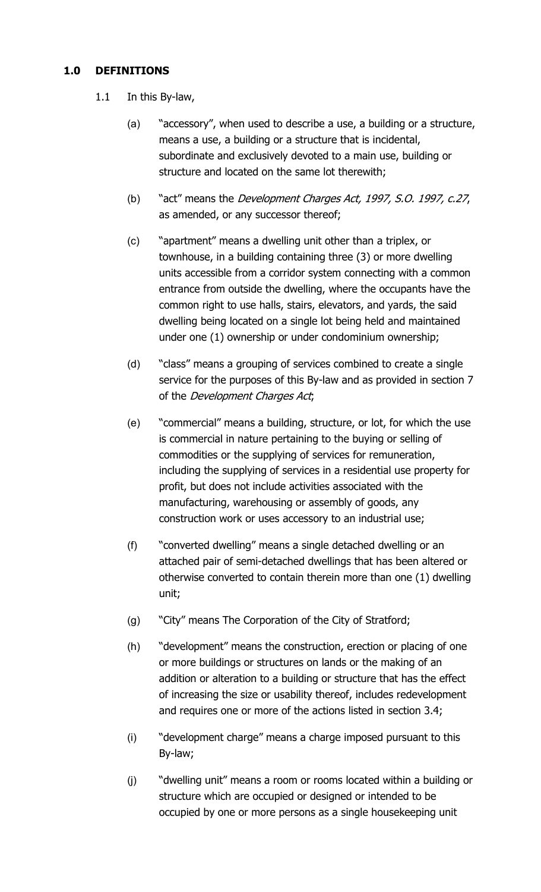## 1.0 DEFINITIONS

1.1 In this By-law,

(a) "accessory", when used to describe a use, a building or a structure, means a use, a building or a structure that is incidental, subordinate and exclusively devoted to a main use, building or structure and located on the same lot therewith;

(b) "act" means the *Development Charges Act, 1997, S.O. 1997, c.27*, as amended, or any successor thereof;

(c) "apartment" means a dwelling unit other than a triplex, or townhouse, in a building containing three (3) or more dwelling units accessible from a corridor system connecting with a common entrance from outside the dwelling, where the occupants have the common right to use halls, stairs, elevators, and yards, the said dwelling being located on a single lot being held and maintained under one (1) ownership or under condominium ownership;

(d) "class" means a grouping of services combined to create a single service for the purposes of this By-law and as provided in section 7 of the *Development Charges Act*;

(e) "commercial" means a building, structure, or lot, for which the use is commercial in nature pertaining to the buying or selling of commodities or the supplying of services for remuneration, including the supplying of services in a residential use property for profit, but does not include activities associated with the manufacturing, warehousing or assembly of goods, any construction work or uses accessory to an industrial use;

(f) "converted dwelling" means a single detached dwelling or an attached pair of semi-detached dwellings that has been altered or otherwise converted to contain therein more than one (1) dwelling unit;

(g) "City" means The Corporation of the City of Stratford;

(h) "development" means the construction, erection or placing of one or more buildings or structures on lands or the making of an addition or alteration to a building or structure that has the effect of increasing the size or usability thereof, includes redevelopment and requires one or more of the actions listed in section 3.4;

(i) "development charge" means a charge imposed pursuant to this By-law;

(j) "dwelling unit" means a room or rooms located within a building or structure which are occupied or designed or intended to be occupied by one or more persons as a single housekeeping unit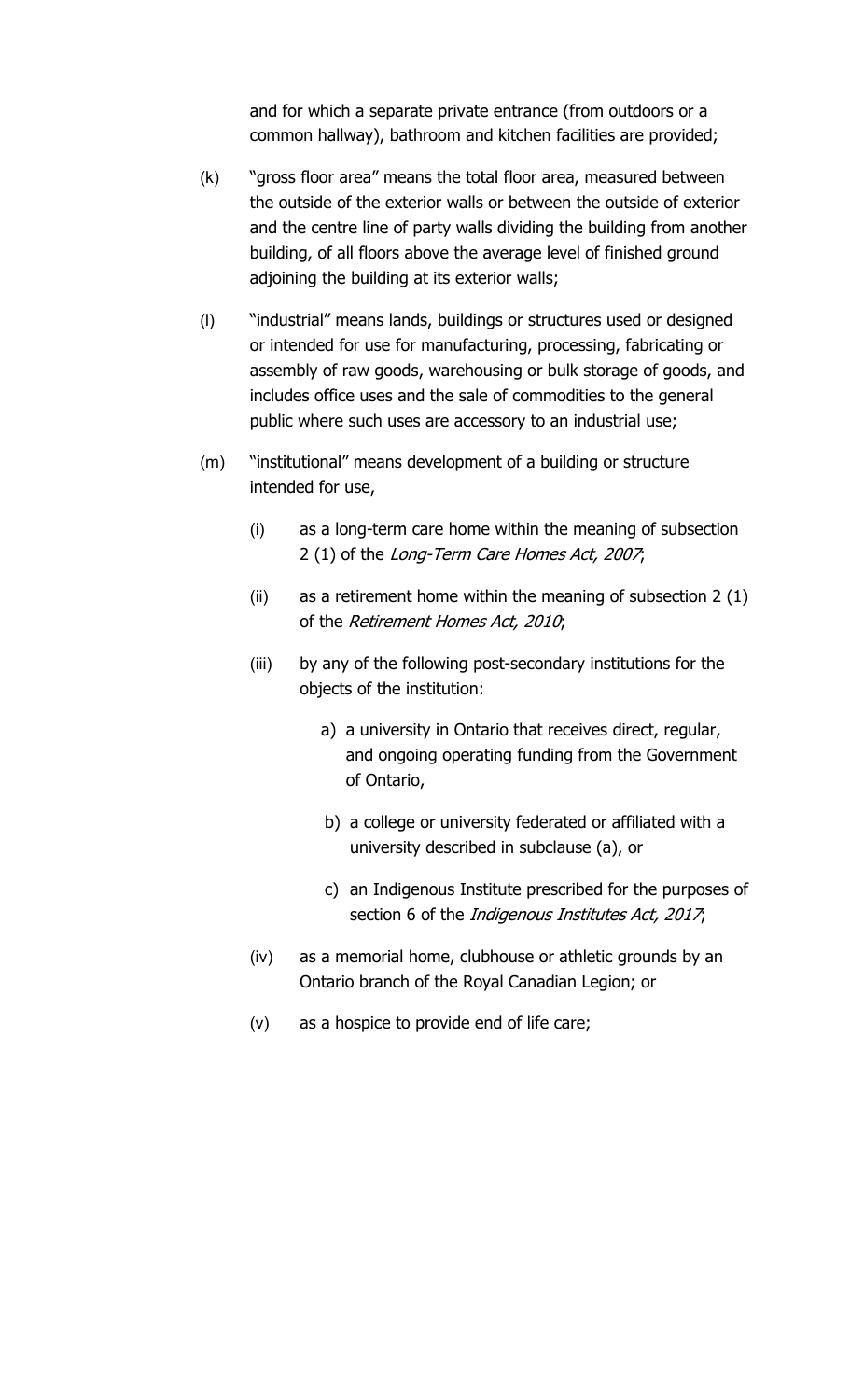and for which a separate private entrance (from outdoors or a common hallway), bathroom and kitchen facilities are provided;

(k) "gross floor area" means the total floor area, measured between the outside of the exterior walls or between the outside of exterior and the centre line of party walls dividing the building from another building, of all floors above the average level of finished ground adjoining the building at its exterior walls;

(l) "industrial" means lands, buildings or structures used or designed or intended for use for manufacturing, processing, fabricating or assembly of raw goods, warehousing or bulk storage of goods, and includes office uses and the sale of commodities to the general public where such uses are accessory to an industrial use;

(m) "institutional" means development of a building or structure intended for use,

(i) as a long-term care home within the meaning of subsection 2 (1) of the *Long-Term Care Homes Act, 2007*;

(ii) as a retirement home within the meaning of subsection 2 (1) of the *Retirement Homes Act, 2010*;

(iii) by any of the following post-secondary institutions for the objects of the institution:

a) a university in Ontario that receives direct, regular, and ongoing operating funding from the Government of Ontario,

b) a college or university federated or affiliated with a university described in subclause (a), or

c) an Indigenous Institute prescribed for the purposes of section 6 of the *Indigenous Institutes Act, 2017*;

(iv) as a memorial home, clubhouse or athletic grounds by an Ontario branch of the Royal Canadian Legion; or

(v) as a hospice to provide end of life care;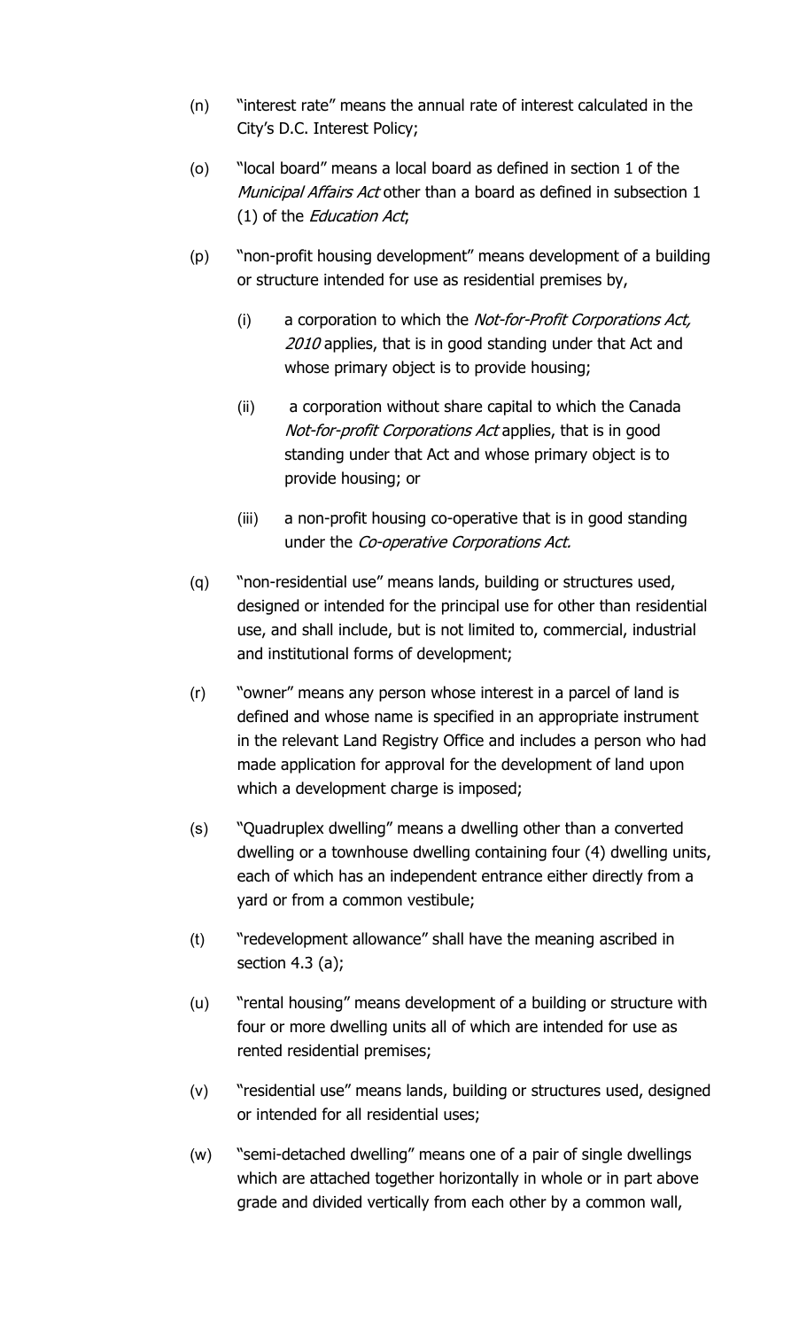(n) "interest rate" means the annual rate of interest calculated in the City's D.C. Interest Policy;

(o) "local board" means a local board as defined in section 1 of the *Municipal Affairs Act* other than a board as defined in subsection 1 (1) of the *Education Act*;

(p) "non-profit housing development" means development of a building or structure intended for use as residential premises by,

   (i) a corporation to which the *Not-for-Profit Corporations Act, 2010* applies, that is in good standing under that Act and whose primary object is to provide housing;

   (ii) a corporation without share capital to which the Canada *Not-for-profit Corporations Act* applies, that is in good standing under that Act and whose primary object is to provide housing; or

   (iii) a non-profit housing co-operative that is in good standing under the *Co-operative Corporations Act.*

(q) "non-residential use" means lands, building or structures used, designed or intended for the principal use for other than residential use, and shall include, but is not limited to, commercial, industrial and institutional forms of development;

(r) "owner" means any person whose interest in a parcel of land is defined and whose name is specified in an appropriate instrument in the relevant Land Registry Office and includes a person who had made application for approval for the development of land upon which a development charge is imposed;

(s) "Quadruplex dwelling" means a dwelling other than a converted dwelling or a townhouse dwelling containing four (4) dwelling units, each of which has an independent entrance either directly from a yard or from a common vestibule;

(t) "redevelopment allowance" shall have the meaning ascribed in section 4.3 (a);

(u) "rental housing" means development of a building or structure with four or more dwelling units all of which are intended for use as rented residential premises;

(v) "residential use" means lands, building or structures used, designed or intended for all residential uses;

(w) "semi-detached dwelling" means one of a pair of single dwellings which are attached together horizontally in whole or in part above grade and divided vertically from each other by a common wall,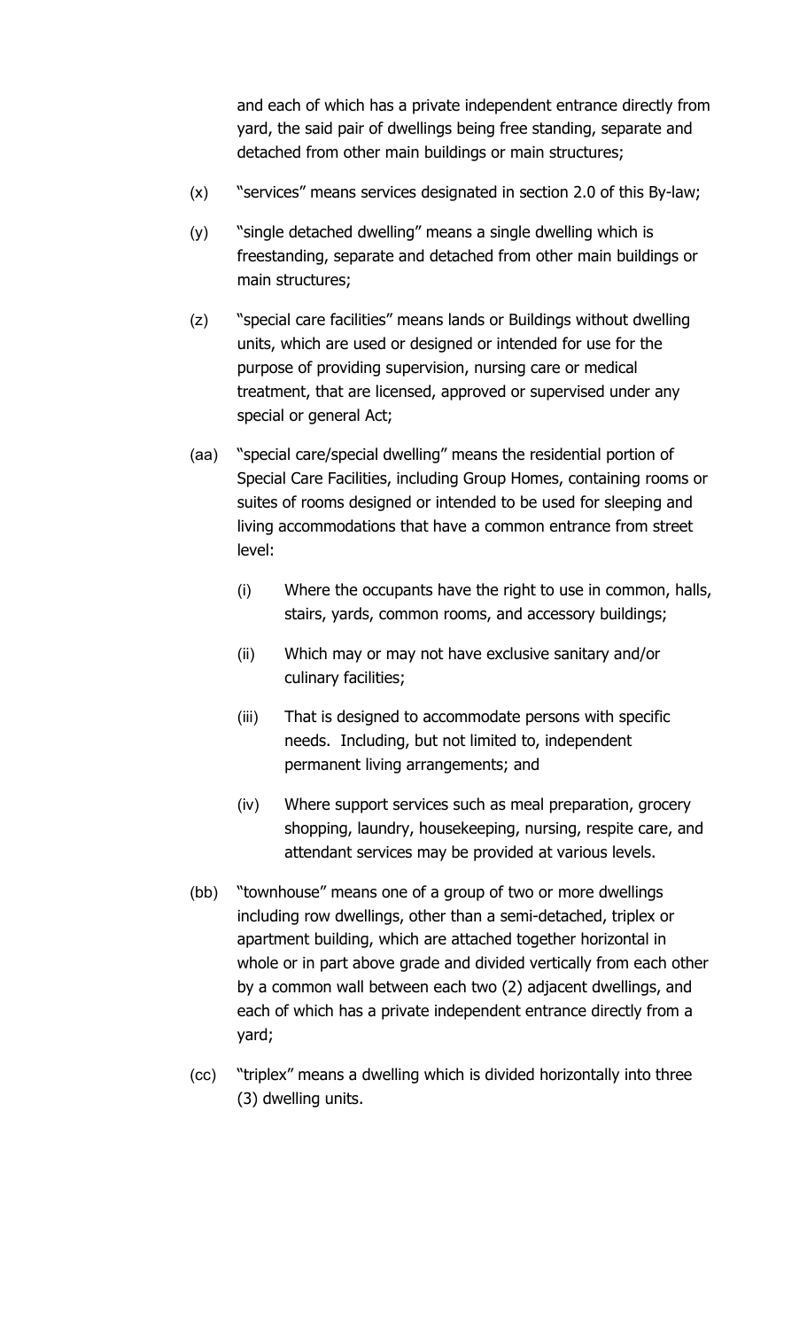and each of which has a private independent entrance directly from yard, the said pair of dwellings being free standing, separate and detached from other main buildings or main structures;

(x) "services" means services designated in section 2.0 of this By-law;

(y) "single detached dwelling" means a single dwelling which is freestanding, separate and detached from other main buildings or main structures;

(z) "special care facilities" means lands or Buildings without dwelling units, which are used or designed or intended for use for the purpose of providing supervision, nursing care or medical treatment, that are licensed, approved or supervised under any special or general Act;

(aa) "special care/special dwelling" means the residential portion of Special Care Facilities, including Group Homes, containing rooms or suites of rooms designed or intended to be used for sleeping and living accommodations that have a common entrance from street level:

(i) Where the occupants have the right to use in common, halls, stairs, yards, common rooms, and accessory buildings;

(ii) Which may or may not have exclusive sanitary and/or culinary facilities;

(iii) That is designed to accommodate persons with specific needs. Including, but not limited to, independent permanent living arrangements; and

(iv) Where support services such as meal preparation, grocery shopping, laundry, housekeeping, nursing, respite care, and attendant services may be provided at various levels.

(bb) "townhouse" means one of a group of two or more dwellings including row dwellings, other than a semi-detached, triplex or apartment building, which are attached together horizontal in whole or in part above grade and divided vertically from each other by a common wall between each two (2) adjacent dwellings, and each of which has a private independent entrance directly from a yard;

(cc) "triplex" means a dwelling which is divided horizontally into three (3) dwelling units.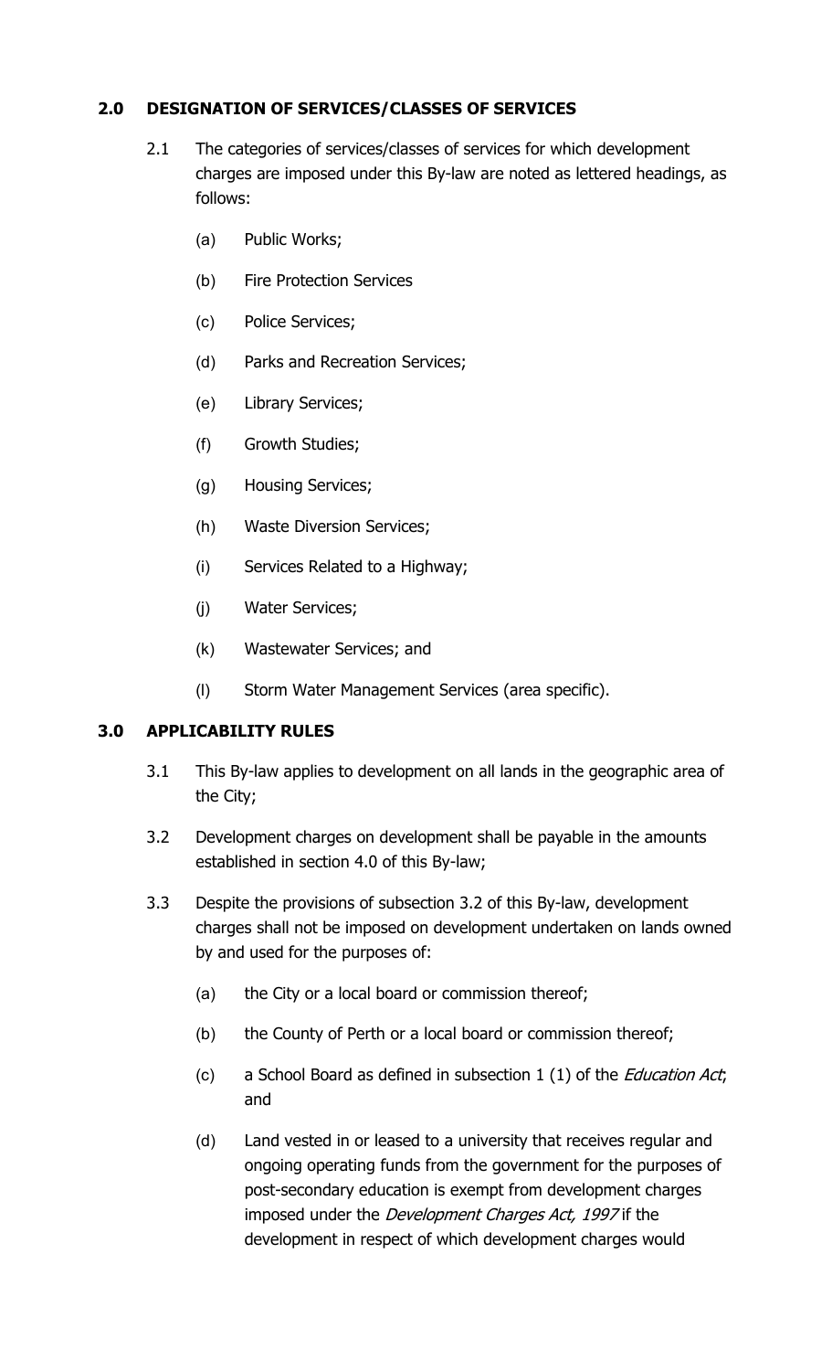## 2.0 DESIGNATION OF SERVICES/CLASSES OF SERVICES

2.1 The categories of services/classes of services for which development charges are imposed under this By-law are noted as lettered headings, as follows:

(a) Public Works;

(b) Fire Protection Services

(c) Police Services;

(d) Parks and Recreation Services;

(e) Library Services;

(f) Growth Studies;

(g) Housing Services;

(h) Waste Diversion Services;

(i) Services Related to a Highway;

(j) Water Services;

(k) Wastewater Services; and

(l) Storm Water Management Services (area specific).

## 3.0 APPLICABILITY RULES

3.1 This By-law applies to development on all lands in the geographic area of the City;

3.2 Development charges on development shall be payable in the amounts established in section 4.0 of this By-law;

3.3 Despite the provisions of subsection 3.2 of this By-law, development charges shall not be imposed on development undertaken on lands owned by and used for the purposes of:

(a) the City or a local board or commission thereof;

(b) the County of Perth or a local board or commission thereof;

(c) a School Board as defined in subsection 1 (1) of the *Education Act*; and

(d) Land vested in or leased to a university that receives regular and ongoing operating funds from the government for the purposes of post-secondary education is exempt from development charges imposed under the *Development Charges Act, 1997* if the development in respect of which development charges would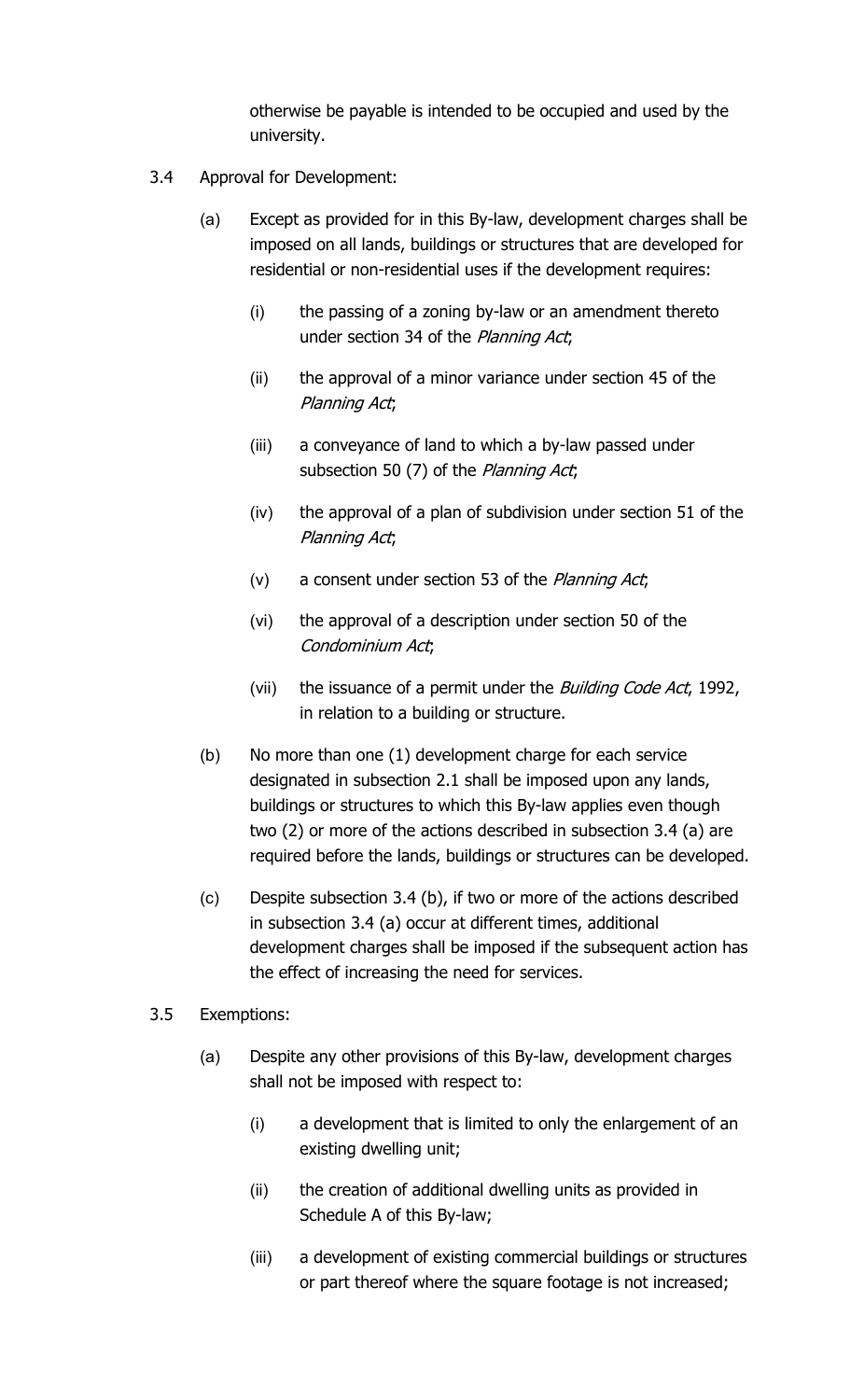otherwise be payable is intended to be occupied and used by the university.

3.4 Approval for Development:

(a) Except as provided for in this By-law, development charges shall be imposed on all lands, buildings or structures that are developed for residential or non-residential uses if the development requires:

(i) the passing of a zoning by-law or an amendment thereto under section 34 of the *Planning Act*;

(ii) the approval of a minor variance under section 45 of the *Planning Act*;

(iii) a conveyance of land to which a by-law passed under subsection 50 (7) of the *Planning Act*;

(iv) the approval of a plan of subdivision under section 51 of the *Planning Act*;

(v) a consent under section 53 of the *Planning Act*;

(vi) the approval of a description under section 50 of the *Condominium Act*;

(vii) the issuance of a permit under the *Building Code Act*, 1992, in relation to a building or structure.

(b) No more than one (1) development charge for each service designated in subsection 2.1 shall be imposed upon any lands, buildings or structures to which this By-law applies even though two (2) or more of the actions described in subsection 3.4 (a) are required before the lands, buildings or structures can be developed.

(c) Despite subsection 3.4 (b), if two or more of the actions described in subsection 3.4 (a) occur at different times, additional development charges shall be imposed if the subsequent action has the effect of increasing the need for services.

3.5 Exemptions:

(a) Despite any other provisions of this By-law, development charges shall not be imposed with respect to:

(i) a development that is limited to only the enlargement of an existing dwelling unit;

(ii) the creation of additional dwelling units as provided in Schedule A of this By-law;

(iii) a development of existing commercial buildings or structures or part thereof where the square footage is not increased;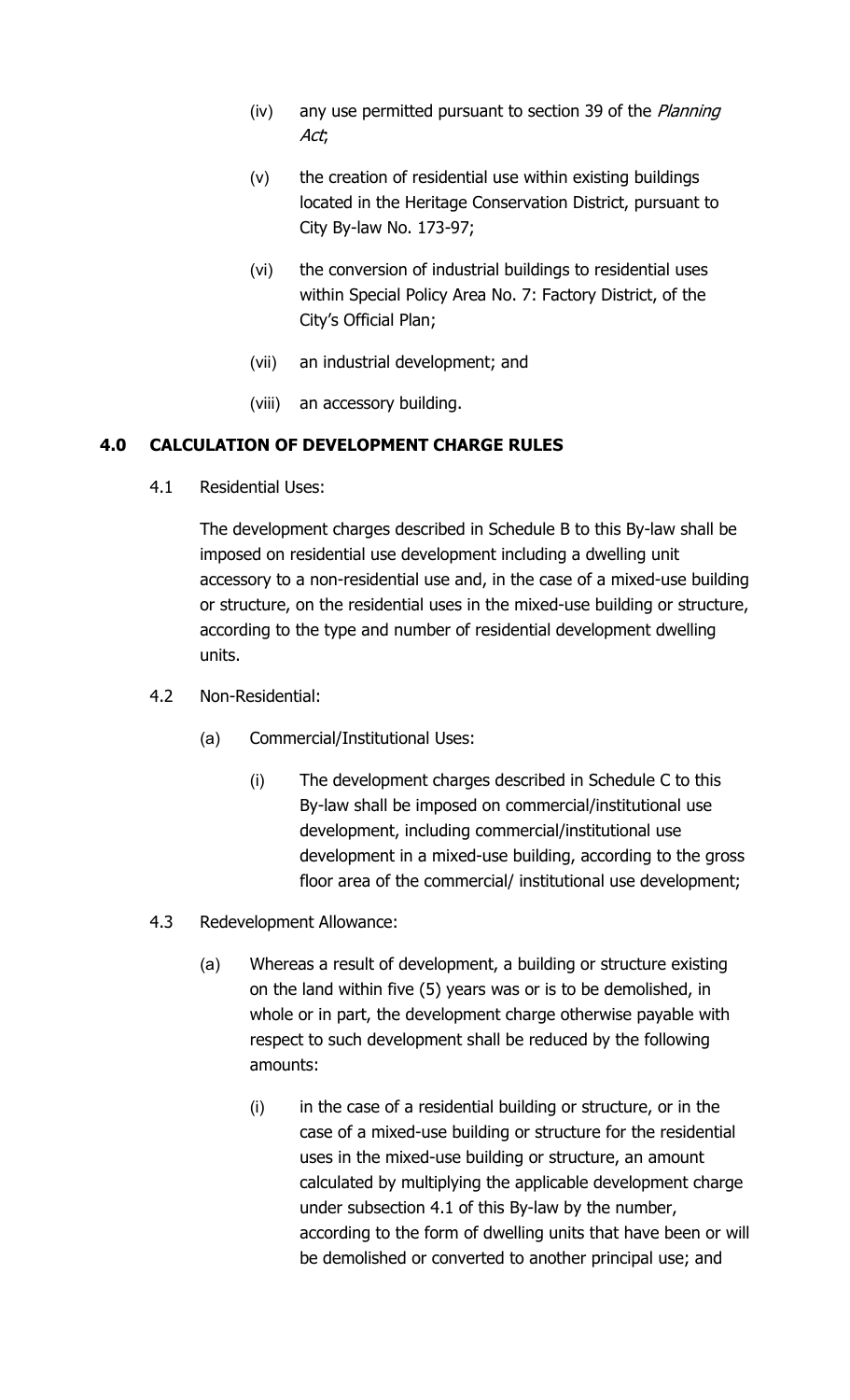(iv) any use permitted pursuant to section 39 of the *Planning Act*;

(v) the creation of residential use within existing buildings located in the Heritage Conservation District, pursuant to City By-law No. 173-97;

(vi) the conversion of industrial buildings to residential uses within Special Policy Area No. 7: Factory District, of the City's Official Plan;

(vii) an industrial development; and

(viii) an accessory building.

## 4.0 CALCULATION OF DEVELOPMENT CHARGE RULES

4.1 Residential Uses:

The development charges described in Schedule B to this By-law shall be imposed on residential use development including a dwelling unit accessory to a non-residential use and, in the case of a mixed-use building or structure, on the residential uses in the mixed-use building or structure, according to the type and number of residential development dwelling units.

4.2 Non-Residential:

(a) Commercial/Institutional Uses:

(i) The development charges described in Schedule C to this By-law shall be imposed on commercial/institutional use development, including commercial/institutional use development in a mixed-use building, according to the gross floor area of the commercial/ institutional use development;

4.3 Redevelopment Allowance:

(a) Whereas a result of development, a building or structure existing on the land within five (5) years was or is to be demolished, in whole or in part, the development charge otherwise payable with respect to such development shall be reduced by the following amounts:

(i) in the case of a residential building or structure, or in the case of a mixed-use building or structure for the residential uses in the mixed-use building or structure, an amount calculated by multiplying the applicable development charge under subsection 4.1 of this By-law by the number, according to the form of dwelling units that have been or will be demolished or converted to another principal use; and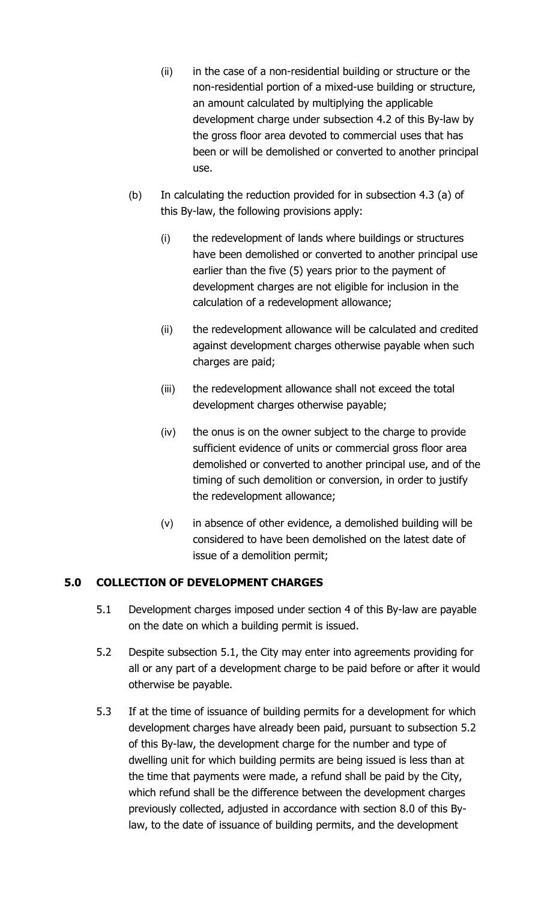(ii) in the case of a non-residential building or structure or the non-residential portion of a mixed-use building or structure, an amount calculated by multiplying the applicable development charge under subsection 4.2 of this By-law by the gross floor area devoted to commercial uses that has been or will be demolished or converted to another principal use.

(b) In calculating the reduction provided for in subsection 4.3 (a) of this By-law, the following provisions apply:

(i) the redevelopment of lands where buildings or structures have been demolished or converted to another principal use earlier than the five (5) years prior to the payment of development charges are not eligible for inclusion in the calculation of a redevelopment allowance;

(ii) the redevelopment allowance will be calculated and credited against development charges otherwise payable when such charges are paid;

(iii) the redevelopment allowance shall not exceed the total development charges otherwise payable;

(iv) the onus is on the owner subject to the charge to provide sufficient evidence of units or commercial gross floor area demolished or converted to another principal use, and of the timing of such demolition or conversion, in order to justify the redevelopment allowance;

(v) in absence of other evidence, a demolished building will be considered to have been demolished on the latest date of issue of a demolition permit;

## 5.0 COLLECTION OF DEVELOPMENT CHARGES

5.1 Development charges imposed under section 4 of this By-law are payable on the date on which a building permit is issued.

5.2 Despite subsection 5.1, the City may enter into agreements providing for all or any part of a development charge to be paid before or after it would otherwise be payable.

5.3 If at the time of issuance of building permits for a development for which development charges have already been paid, pursuant to subsection 5.2 of this By-law, the development charge for the number and type of dwelling unit for which building permits are being issued is less than at the time that payments were made, a refund shall be paid by the City, which refund shall be the difference between the development charges previously collected, adjusted in accordance with section 8.0 of this By-law, to the date of issuance of building permits, and the development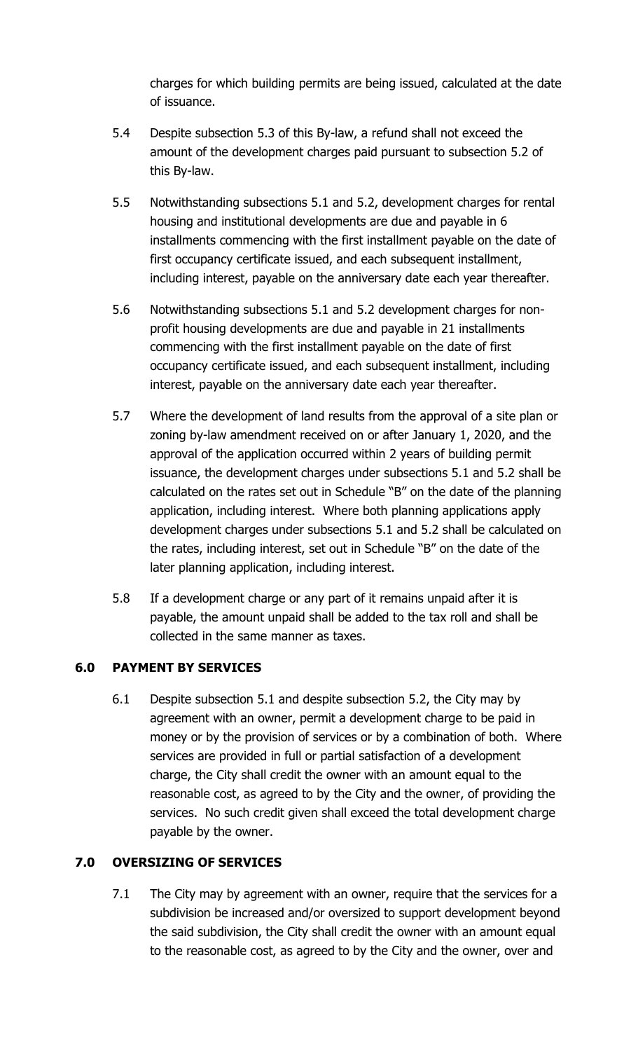charges for which building permits are being issued, calculated at the date of issuance.

5.4 Despite subsection 5.3 of this By-law, a refund shall not exceed the amount of the development charges paid pursuant to subsection 5.2 of this By-law.

5.5 Notwithstanding subsections 5.1 and 5.2, development charges for rental housing and institutional developments are due and payable in 6 installments commencing with the first installment payable on the date of first occupancy certificate issued, and each subsequent installment, including interest, payable on the anniversary date each year thereafter.

5.6 Notwithstanding subsections 5.1 and 5.2 development charges for non-profit housing developments are due and payable in 21 installments commencing with the first installment payable on the date of first occupancy certificate issued, and each subsequent installment, including interest, payable on the anniversary date each year thereafter.

5.7 Where the development of land results from the approval of a site plan or zoning by-law amendment received on or after January 1, 2020, and the approval of the application occurred within 2 years of building permit issuance, the development charges under subsections 5.1 and 5.2 shall be calculated on the rates set out in Schedule "B" on the date of the planning application, including interest. Where both planning applications apply development charges under subsections 5.1 and 5.2 shall be calculated on the rates, including interest, set out in Schedule "B" on the date of the later planning application, including interest.

5.8 If a development charge or any part of it remains unpaid after it is payable, the amount unpaid shall be added to the tax roll and shall be collected in the same manner as taxes.

## 6.0 PAYMENT BY SERVICES

6.1 Despite subsection 5.1 and despite subsection 5.2, the City may by agreement with an owner, permit a development charge to be paid in money or by the provision of services or by a combination of both. Where services are provided in full or partial satisfaction of a development charge, the City shall credit the owner with an amount equal to the reasonable cost, as agreed to by the City and the owner, of providing the services. No such credit given shall exceed the total development charge payable by the owner.

## 7.0 OVERSIZING OF SERVICES

7.1 The City may by agreement with an owner, require that the services for a subdivision be increased and/or oversized to support development beyond the said subdivision, the City shall credit the owner with an amount equal to the reasonable cost, as agreed to by the City and the owner, over and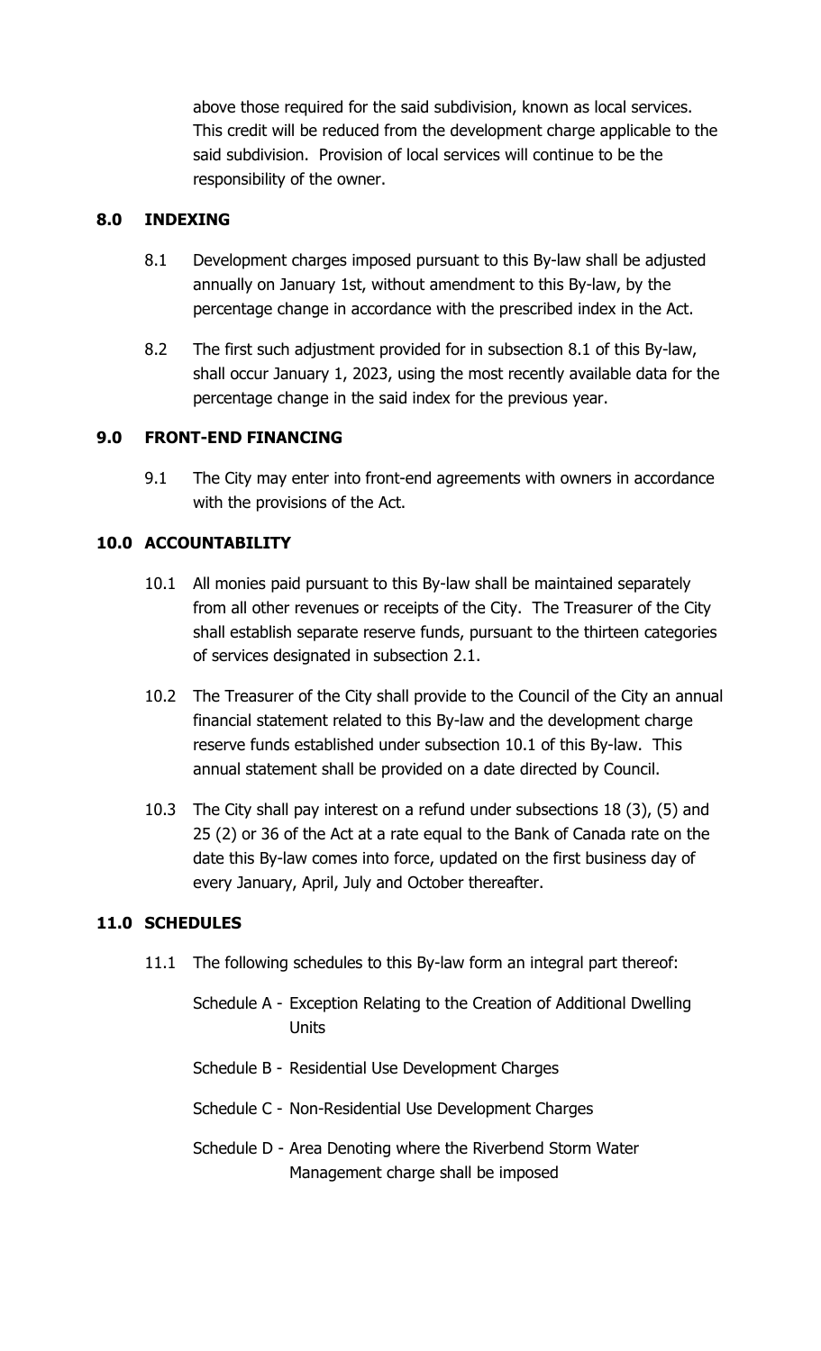above those required for the said subdivision, known as local services. This credit will be reduced from the development charge applicable to the said subdivision. Provision of local services will continue to be the responsibility of the owner.

## 8.0 INDEXING

8.1 Development charges imposed pursuant to this By-law shall be adjusted annually on January 1st, without amendment to this By-law, by the percentage change in accordance with the prescribed index in the Act.

8.2 The first such adjustment provided for in subsection 8.1 of this By-law, shall occur January 1, 2023, using the most recently available data for the percentage change in the said index for the previous year.

## 9.0 FRONT-END FINANCING

9.1 The City may enter into front-end agreements with owners in accordance with the provisions of the Act.

## 10.0 ACCOUNTABILITY

10.1 All monies paid pursuant to this By-law shall be maintained separately from all other revenues or receipts of the City. The Treasurer of the City shall establish separate reserve funds, pursuant to the thirteen categories of services designated in subsection 2.1.

10.2 The Treasurer of the City shall provide to the Council of the City an annual financial statement related to this By-law and the development charge reserve funds established under subsection 10.1 of this By-law. This annual statement shall be provided on a date directed by Council.

10.3 The City shall pay interest on a refund under subsections 18 (3), (5) and 25 (2) or 36 of the Act at a rate equal to the Bank of Canada rate on the date this By-law comes into force, updated on the first business day of every January, April, July and October thereafter.

## 11.0 SCHEDULES

11.1 The following schedules to this By-law form an integral part thereof:

Schedule A - Exception Relating to the Creation of Additional Dwelling Units

Schedule B - Residential Use Development Charges

Schedule C - Non-Residential Use Development Charges

Schedule D - Area Denoting where the Riverbend Storm Water Management charge shall be imposed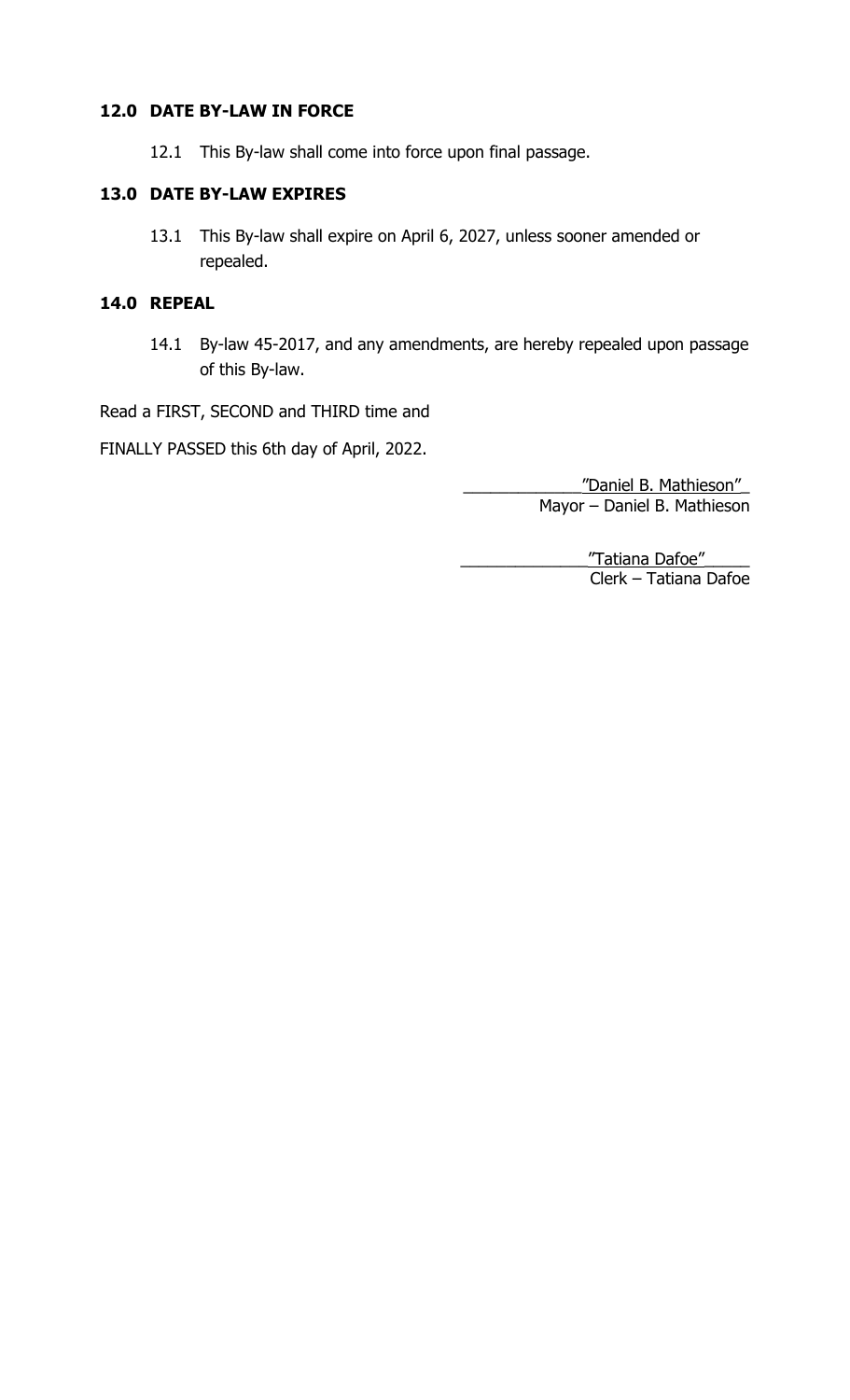## 12.0 DATE BY-LAW IN FORCE

12.1 This By-law shall come into force upon final passage.

## 13.0 DATE BY-LAW EXPIRES

13.1 This By-law shall expire on April 6, 2027, unless sooner amended or repealed.

## 14.0 REPEAL

14.1 By-law 45-2017, and any amendments, are hereby repealed upon passage of this By-law.

Read a FIRST, SECOND and THIRD time and

FINALLY PASSED this 6th day of April, 2022.

"Daniel B. Mathieson"
Mayor – Daniel B. Mathieson

"Tatiana Dafoe"
Clerk – Tatiana Dafoe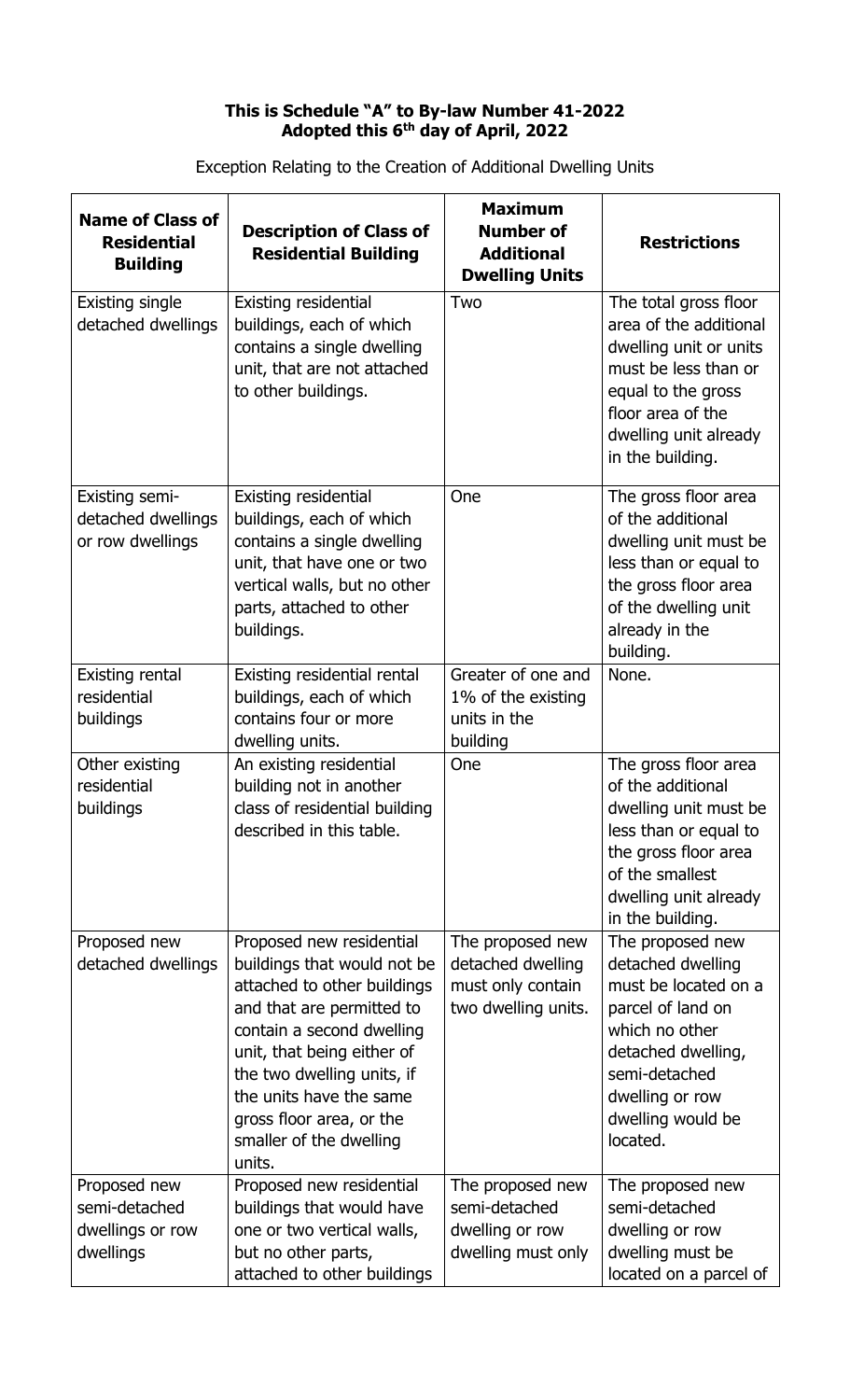**This is Schedule "A" to By-law Number 41-2022**
**Adopted this 6th day of April, 2022**

Exception Relating to the Creation of Additional Dwelling Units

| Name of Class of Residential Building | Description of Class of Residential Building | Maximum Number of Additional Dwelling Units | Restrictions |
|---|---|---|---|
| Existing single detached dwellings | Existing residential buildings, each of which contains a single dwelling unit, that are not attached to other buildings. | Two | The total gross floor area of the additional dwelling unit or units must be less than or equal to the gross floor area of the dwelling unit already in the building. |
| Existing semi-detached dwellings or row dwellings | Existing residential buildings, each of which contains a single dwelling unit, that have one or two vertical walls, but no other parts, attached to other buildings. | One | The gross floor area of the additional dwelling unit must be less than or equal to the gross floor area of the dwelling unit already in the building. |
| Existing rental residential buildings | Existing residential rental buildings, each of which contains four or more dwelling units. | Greater of one and 1% of the existing units in the building | None. |
| Other existing residential buildings | An existing residential building not in another class of residential building described in this table. | One | The gross floor area of the additional dwelling unit must be less than or equal to the gross floor area of the smallest dwelling unit already in the building. |
| Proposed new detached dwellings | Proposed new residential buildings that would not be attached to other buildings and that are permitted to contain a second dwelling unit, that being either of the two dwelling units, if the units have the same gross floor area, or the smaller of the dwelling units. | The proposed new detached dwelling must only contain two dwelling units. | The proposed new detached dwelling must be located on a parcel of land on which no other detached dwelling, semi-detached dwelling or row dwelling would be located. |
| Proposed new semi-detached dwellings or row dwellings | Proposed new residential buildings that would have one or two vertical walls, but no other parts, attached to other buildings | The proposed new semi-detached dwelling or row dwelling must only | The proposed new semi-detached dwelling or row dwelling must be located on a parcel of |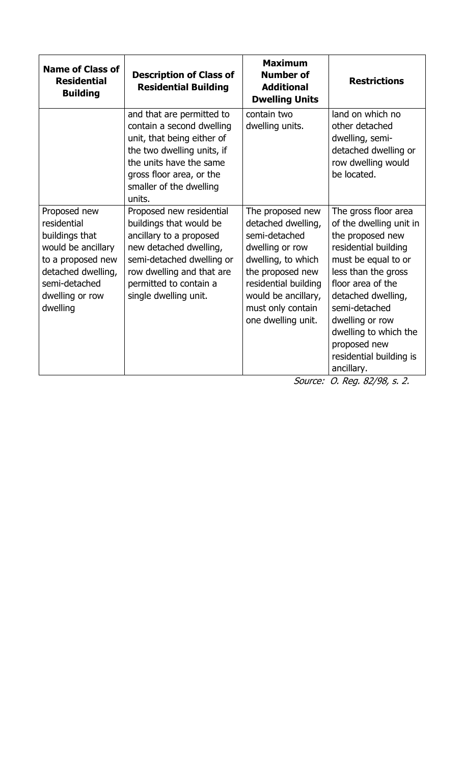| Name of Class of Residential Building | Description of Class of Residential Building | Maximum Number of Additional Dwelling Units | Restrictions |
| --- | --- | --- | --- |
| | and that are permitted to contain a second dwelling unit, that being either of the two dwelling units, if the units have the same gross floor area, or the smaller of the dwelling units. | contain two dwelling units. | land on which no other detached dwelling, semi-detached dwelling or row dwelling would be located. |
| Proposed new residential buildings that would be ancillary to a proposed new detached dwelling, semi-detached dwelling or row dwelling | Proposed new residential buildings that would be ancillary to a proposed new detached dwelling, semi-detached dwelling or row dwelling and that are permitted to contain a single dwelling unit. | The proposed new detached dwelling, semi-detached dwelling or row dwelling, to which the proposed new residential building would be ancillary, must only contain one dwelling unit. | The gross floor area of the dwelling unit in the proposed new residential building must be equal to or less than the gross floor area of the detached dwelling, semi-detached dwelling or row dwelling to which the proposed new residential building is ancillary. |

*Source: O. Reg. 82/98, s. 2.*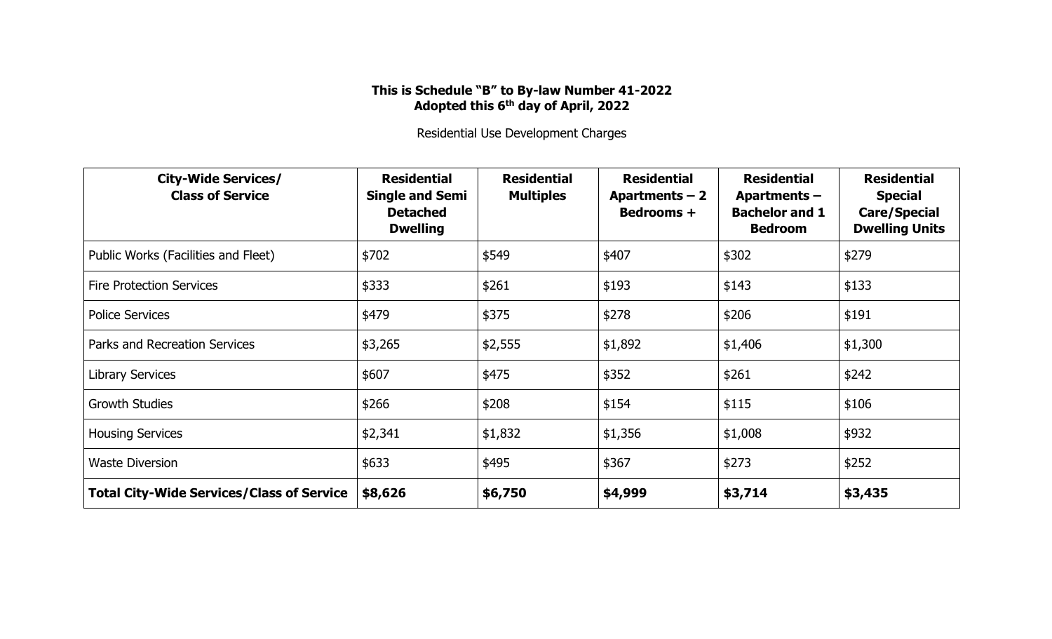**This is Schedule "B" to By-law Number 41-2022**
**Adopted this 6th day of April, 2022**

Residential Use Development Charges

| City-Wide Services/ Class of Service | Residential Single and Semi Detached Dwelling | Residential Multiples | Residential Apartments – 2 Bedrooms + | Residential Apartments – Bachelor and 1 Bedroom | Residential Special Care/Special Dwelling Units |
|---|---|---|---|---|---|
| Public Works (Facilities and Fleet) | $702 | $549 | $407 | $302 | $279 |
| Fire Protection Services | $333 | $261 | $193 | $143 | $133 |
| Police Services | $479 | $375 | $278 | $206 | $191 |
| Parks and Recreation Services | $3,265 | $2,555 | $1,892 | $1,406 | $1,300 |
| Library Services | $607 | $475 | $352 | $261 | $242 |
| Growth Studies | $266 | $208 | $154 | $115 | $106 |
| Housing Services | $2,341 | $1,832 | $1,356 | $1,008 | $932 |
| Waste Diversion | $633 | $495 | $367 | $273 | $252 |
| **Total City-Wide Services/Class of Service** | **$8,626** | **$6,750** | **$4,999** | **$3,714** | **$3,435** |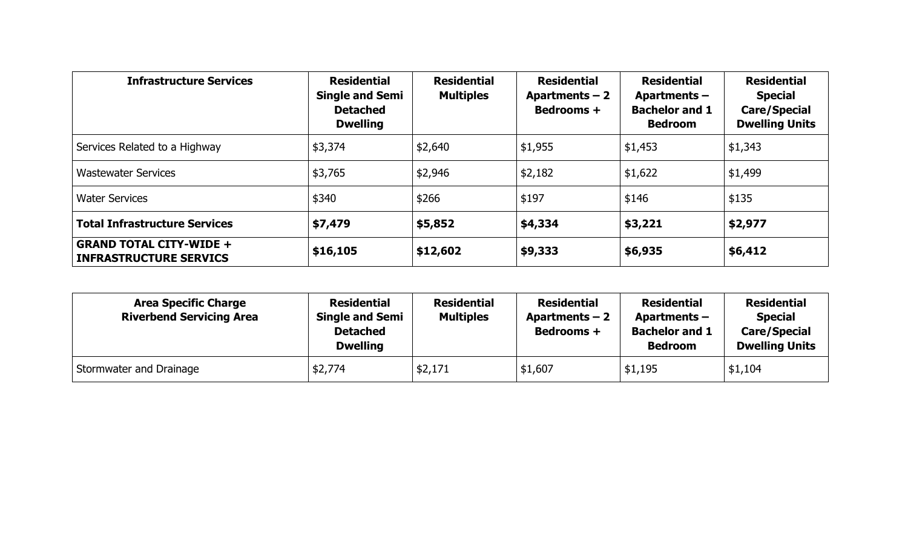| Infrastructure Services | Residential Single and Semi Detached Dwelling | Residential Multiples | Residential Apartments – 2 Bedrooms + | Residential Apartments – Bachelor and 1 Bedroom | Residential Special Care/Special Dwelling Units |
|---|---|---|---|---|---|
| Services Related to a Highway | $3,374 | $2,640 | $1,955 | $1,453 | $1,343 |
| Wastewater Services | $3,765 | $2,946 | $2,182 | $1,622 | $1,499 |
| Water Services | $340 | $266 | $197 | $146 | $135 |
| **Total Infrastructure Services** | **$7,479** | **$5,852** | **$4,334** | **$3,221** | **$2,977** |
| **GRAND TOTAL CITY-WIDE + INFRASTRUCTURE SERVICS** | **$16,105** | **$12,602** | **$9,333** | **$6,935** | **$6,412** |

| Area Specific Charge Riverbend Servicing Area | Residential Single and Semi Detached Dwelling | Residential Multiples | Residential Apartments – 2 Bedrooms + | Residential Apartments – Bachelor and 1 Bedroom | Residential Special Care/Special Dwelling Units |
|---|---|---|---|---|---|
| Stormwater and Drainage | $2,774 | $2,171 | $1,607 | $1,195 | $1,104 |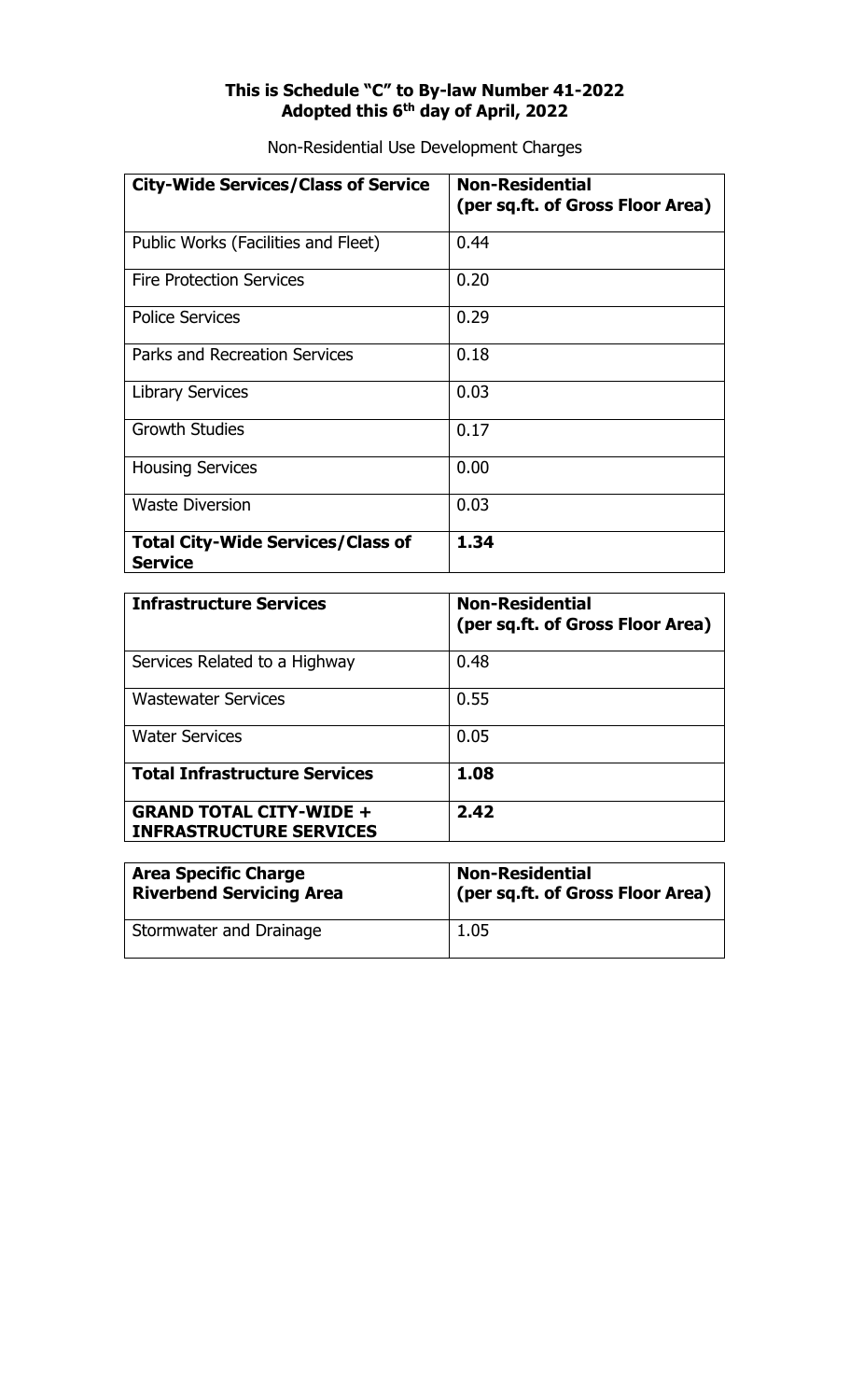**This is Schedule "C" to By-law Number 41-2022**
**Adopted this 6th day of April, 2022**

Non-Residential Use Development Charges

| City-Wide Services/Class of Service | Non-Residential (per sq.ft. of Gross Floor Area) |
|---|---|
| Public Works (Facilities and Fleet) | 0.44 |
| Fire Protection Services | 0.20 |
| Police Services | 0.29 |
| Parks and Recreation Services | 0.18 |
| Library Services | 0.03 |
| Growth Studies | 0.17 |
| Housing Services | 0.00 |
| Waste Diversion | 0.03 |
| **Total City-Wide Services/Class of Service** | **1.34** |

| Infrastructure Services | Non-Residential (per sq.ft. of Gross Floor Area) |
|---|---|
| Services Related to a Highway | 0.48 |
| Wastewater Services | 0.55 |
| Water Services | 0.05 |
| **Total Infrastructure Services** | **1.08** |
| **GRAND TOTAL CITY-WIDE + INFRASTRUCTURE SERVICES** | **2.42** |

| Area Specific Charge Riverbend Servicing Area | Non-Residential (per sq.ft. of Gross Floor Area) |
|---|---|
| Stormwater and Drainage | 1.05 |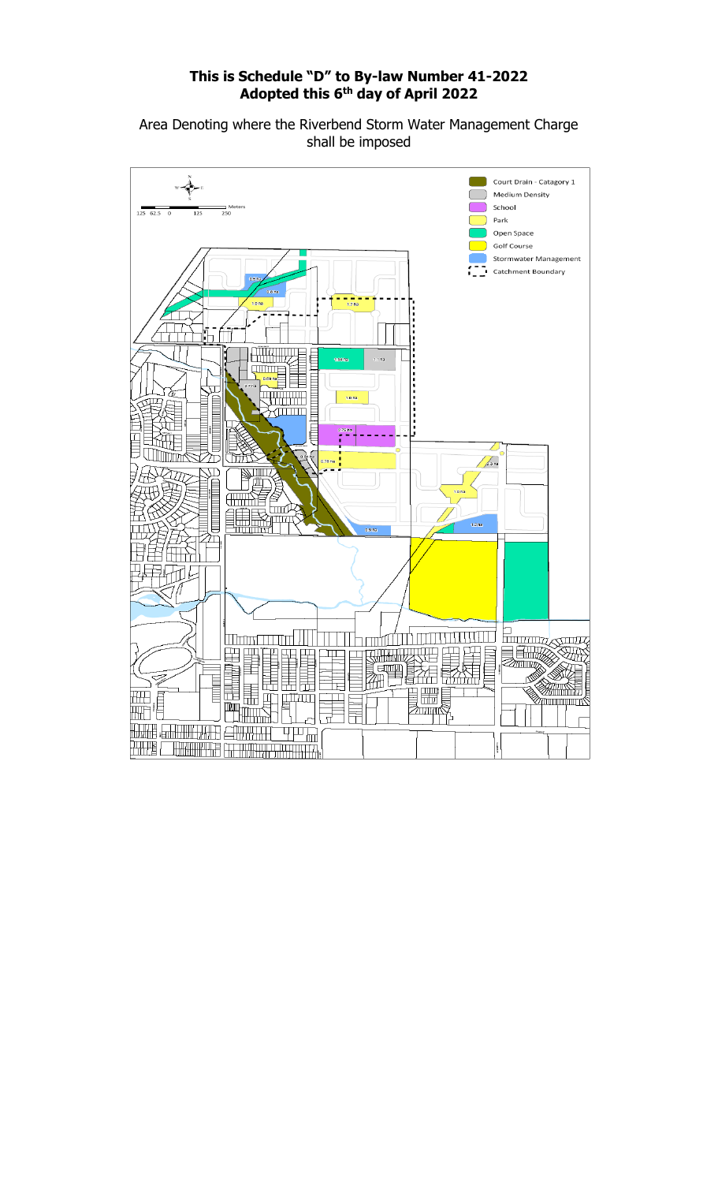# This is Schedule "D" to By-law Number 41-2022
# Adopted this 6th day of April 2022

Area Denoting where the Riverbend Storm Water Management Charge shall be imposed

Meters
125 62.5 0 125 250

Court Drain - Catagory 1
Medium Density
School
Park
Open Space
Golf Course
Stormwater Management
Catchment Boundary